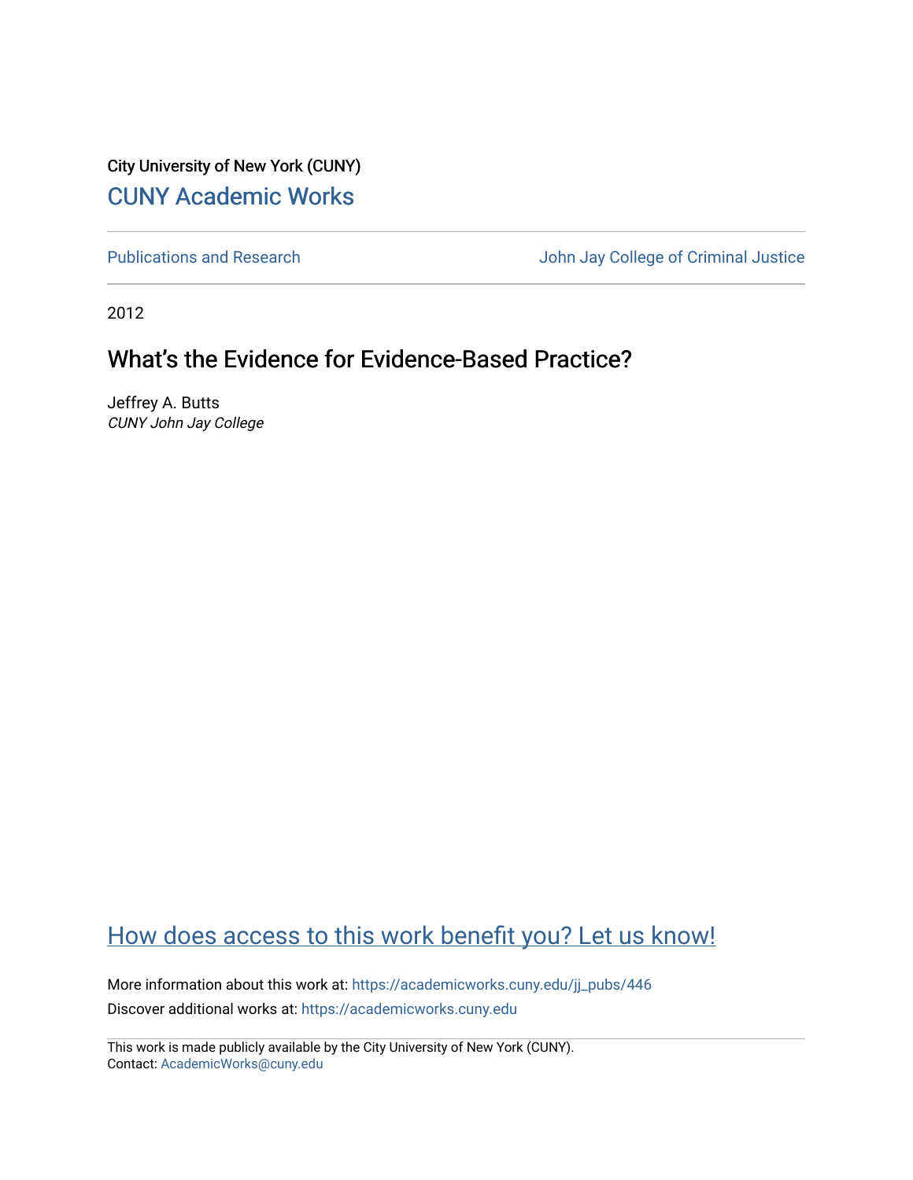City University of New York (CUNY)

[CUNY Academic Works](https://academicworks.cuny.edu)

---

[Publications and Research](https://academicworks.cuny.edu) | [John Jay College of Criminal Justice](https://academicworks.cuny.edu)

---

2012

# What's the Evidence for Evidence-Based Practice?

Jeffrey A. Butts
*CUNY John Jay College*

## How does access to this work benefit you? Let us know!

More information about this work at: https://academicworks.cuny.edu/jj_pubs/446

Discover additional works at: https://academicworks.cuny.edu

---

This work is made publicly available by the City University of New York (CUNY).
Contact: AcademicWorks@cuny.edu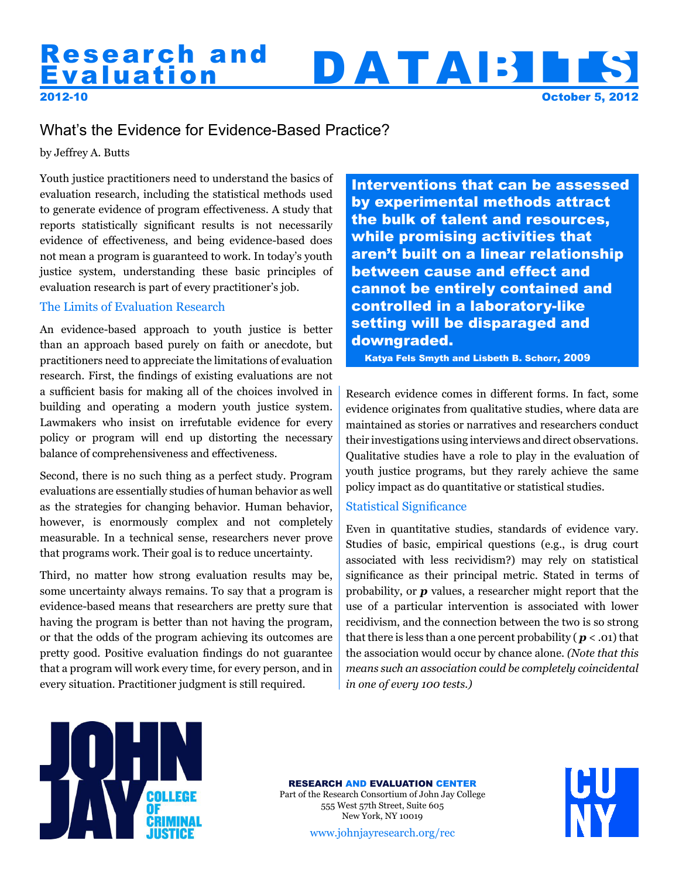# Research and Evaluation DATABITS

2012-10 October 5, 2012

## What's the Evidence for Evidence-Based Practice?

by Jeffrey A. Butts

Youth justice practitioners need to understand the basics of evaluation research, including the statistical methods used to generate evidence of program effectiveness. A study that reports statistically significant results is not necessarily evidence of effectiveness, and being evidence-based does not mean a program is guaranteed to work. In today's youth justice system, understanding these basic principles of evaluation research is part of every practitioner's job.

### The Limits of Evaluation Research

An evidence-based approach to youth justice is better than an approach based purely on faith or anecdote, but practitioners need to appreciate the limitations of evaluation research. First, the findings of existing evaluations are not a sufficient basis for making all of the choices involved in building and operating a modern youth justice system. Lawmakers who insist on irrefutable evidence for every policy or program will end up distorting the necessary balance of comprehensiveness and effectiveness.

Second, there is no such thing as a perfect study. Program evaluations are essentially studies of human behavior as well as the strategies for changing behavior. Human behavior, however, is enormously complex and not completely measurable. In a technical sense, researchers never prove that programs work. Their goal is to reduce uncertainty.

Third, no matter how strong evaluation results may be, some uncertainty always remains. To say that a program is evidence-based means that researchers are pretty sure that having the program is better than not having the program, or that the odds of the program achieving its outcomes are pretty good. Positive evaluation findings do not guarantee that a program will work every time, for every person, and in every situation. Practitioner judgment is still required.

> **Interventions that can be assessed by experimental methods attract the bulk of talent and resources, while promising activities that aren't built on a linear relationship between cause and effect and cannot be entirely contained and controlled in a laboratory-like setting will be disparaged and downgraded.**
>
> **Katya Fels Smyth and Lisbeth B. Schorr, 2009**

Research evidence comes in different forms. In fact, some evidence originates from qualitative studies, where data are maintained as stories or narratives and researchers conduct their investigations using interviews and direct observations. Qualitative studies have a role to play in the evaluation of youth justice programs, but they rarely achieve the same policy impact as do quantitative or statistical studies.

### Statistical Significance

Even in quantitative studies, standards of evidence vary. Studies of basic, empirical questions (e.g., is drug court associated with less recidivism?) may rely on statistical significance as their principal metric. Stated in terms of probability, or ***p*** values, a researcher might report that the use of a particular intervention is associated with lower recidivism, and the connection between the two is so strong that there is less than a one percent probability ($p < .01$) that the association would occur by chance alone. *(Note that this means such an association could be completely coincidental in one of every 100 tests.)*

RESEARCH AND EVALUATION CENTER
Part of the Research Consortium of John Jay College
555 West 57th Street, Suite 605
New York, NY 10019
www.johnjayresearch.org/rec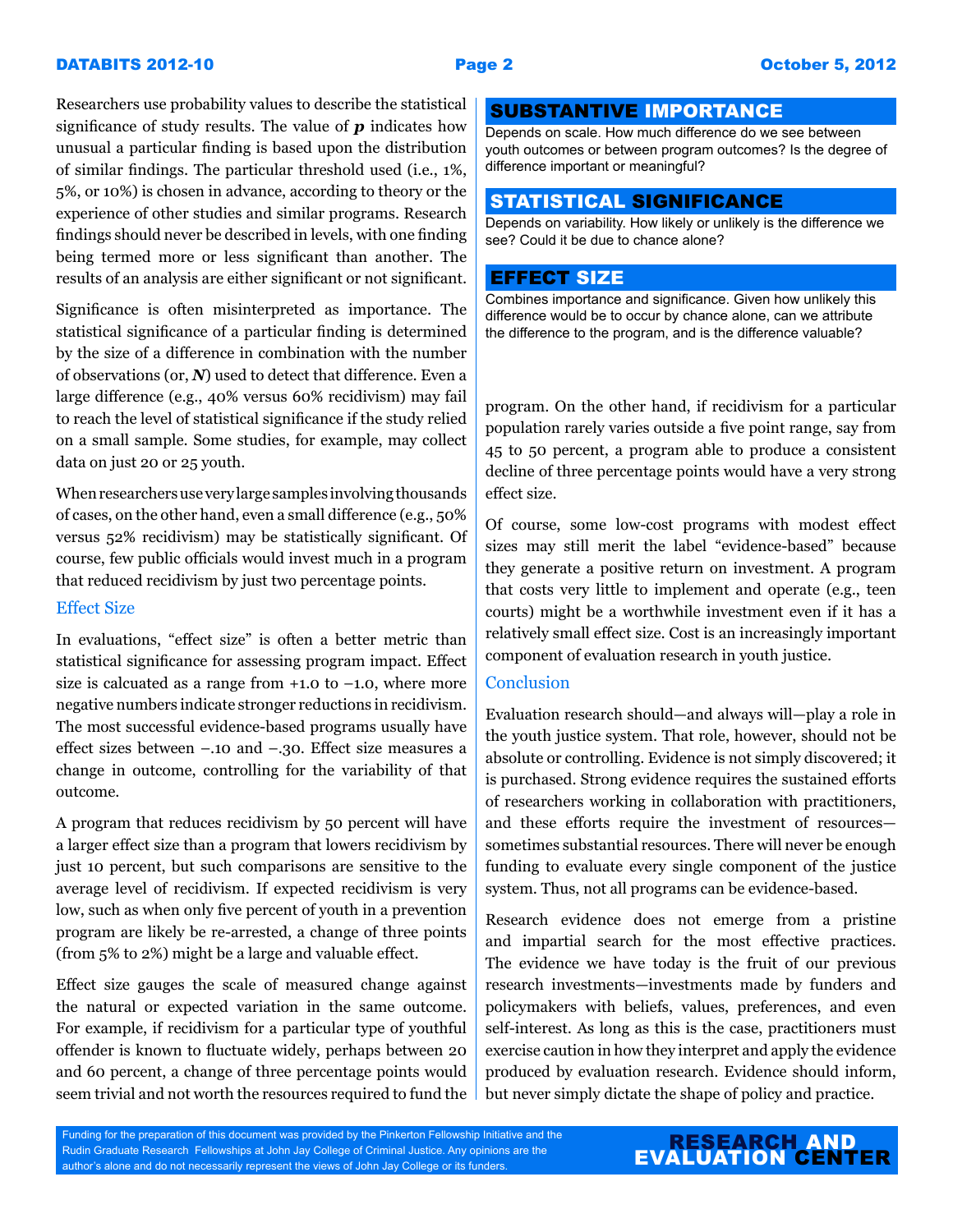Researchers use probability values to describe the statistical significance of study results. The value of ***p*** indicates how unusual a particular finding is based upon the distribution of similar findings. The particular threshold used (i.e., 1%, 5%, or 10%) is chosen in advance, according to theory or the experience of other studies and similar programs. Research findings should never be described in levels, with one finding being termed more or less significant than another. The results of an analysis are either significant or not significant.

Significance is often misinterpreted as importance. The statistical significance of a particular finding is determined by the size of a difference in combination with the number of observations (or, ***N***) used to detect that difference. Even a large difference (e.g., 40% versus 60% recidivism) may fail to reach the level of statistical significance if the study relied on a small sample. Some studies, for example, may collect data on just 20 or 25 youth.

When researchers use very large samples involving thousands of cases, on the other hand, even a small difference (e.g., 50% versus 52% recidivism) may be statistically significant. Of course, few public officials would invest much in a program that reduced recidivism by just two percentage points.

## Effect Size

In evaluations, "effect size" is often a better metric than statistical significance for assessing program impact. Effect size is calcuated as a range from +1.0 to –1.0, where more negative numbers indicate stronger reductions in recidivism. The most successful evidence-based programs usually have effect sizes between –.10 and –.30. Effect size measures a change in outcome, controlling for the variability of that outcome.

A program that reduces recidivism by 50 percent will have a larger effect size than a program that lowers recidivism by just 10 percent, but such comparisons are sensitive to the average level of recidivism. If expected recidivism is very low, such as when only five percent of youth in a prevention program are likely be re-arrested, a change of three points (from 5% to 2%) might be a large and valuable effect.

Effect size gauges the scale of measured change against the natural or expected variation in the same outcome. For example, if recidivism for a particular type of youthful offender is known to fluctuate widely, perhaps between 20 and 60 percent, a change of three percentage points would seem trivial and not worth the resources required to fund the program. On the other hand, if recidivism for a particular population rarely varies outside a five point range, say from 45 to 50 percent, a program able to produce a consistent decline of three percentage points would have a very strong effect size.

Of course, some low-cost programs with modest effect sizes may still merit the label "evidence-based" because they generate a positive return on investment. A program that costs very little to implement and operate (e.g., teen courts) might be a worthwhile investment even if it has a relatively small effect size. Cost is an increasingly important component of evaluation research in youth justice.

### SUBSTANTIVE IMPORTANCE

Depends on scale. How much difference do we see between youth outcomes or between program outcomes? Is the degree of difference important or meaningful?

### STATISTICAL SIGNIFICANCE

Depends on variability. How likely or unlikely is the difference we see? Could it be due to chance alone?

### EFFECT SIZE

Combines importance and significance. Given how unlikely this difference would be to occur by chance alone, can we attribute the difference to the program, and is the difference valuable?

## Conclusion

Evaluation research should—and always will—play a role in the youth justice system. That role, however, should not be absolute or controlling. Evidence is not simply discovered; it is purchased. Strong evidence requires the sustained efforts of researchers working in collaboration with practitioners, and these efforts require the investment of resources—sometimes substantial resources. There will never be enough funding to evaluate every single component of the justice system. Thus, not all programs can be evidence-based.

Research evidence does not emerge from a pristine and impartial search for the most effective practices. The evidence we have today is the fruit of our previous research investments—investments made by funders and policymakers with beliefs, values, preferences, and even self-interest. As long as this is the case, practitioners must exercise caution in how they interpret and apply the evidence produced by evaluation research. Evidence should inform, but never simply dictate the shape of policy and practice.

Funding for the preparation of this document was provided by the Pinkerton Fellowship Initiative and the Rudin Graduate Research Fellowships at John Jay College of Criminal Justice. Any opinions are the author's alone and do not necessarily represent the views of John Jay College or its funders.

RESEARCH AND EVALUATION CENTER